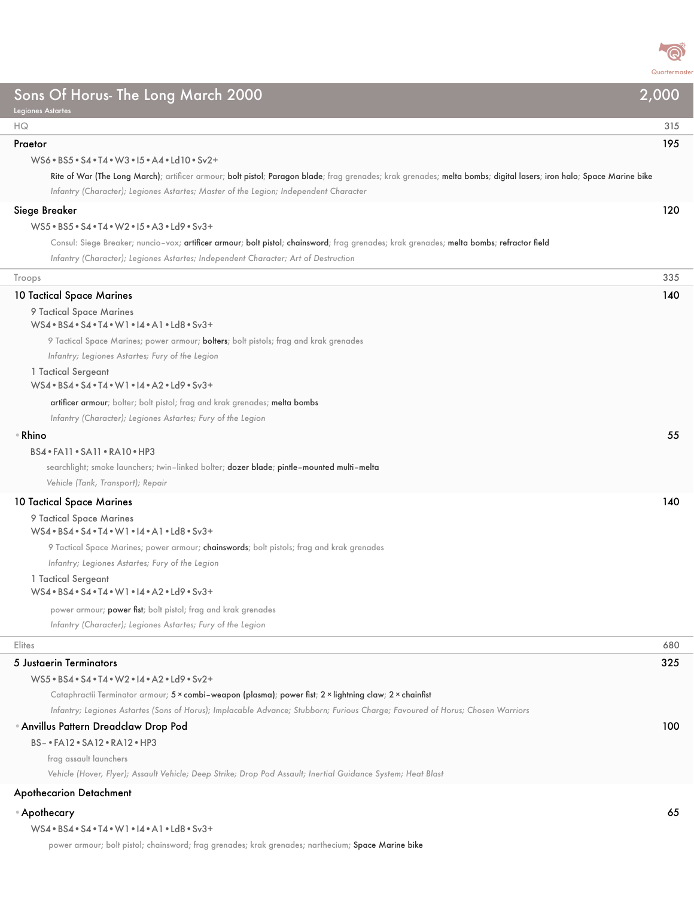# Sons Of Horus- The Long March 2000 — 2,000

Legiones Astartes

## HQ — 315

### Praetor — 195

WS6 • BS5 • S4 • T4 • W3 • I5 • A4 • Ld10 • Sv2+

Rite of War (The Long March); artificer armour; **bolt pistol**; **Paragon blade**; frag grenades; krak grenades; **melta bombs**; **digital lasers**; **iron halo**; **Space Marine bike**

*Infantry (Character); Legiones Astartes; Master of the Legion; Independent Character*

### Siege Breaker — 120

WS5 • BS5 • S4 • T4 • W2 • I5 • A3 • Ld9 • Sv3+

Consul: Siege Breaker; nuncio-vox; **artificer armour**; **bolt pistol**; **chainsword**; frag grenades; krak grenades; **melta bombs**; **refractor field**

*Infantry (Character); Legiones Astartes; Independent Character; Art of Destruction*

## Troops — 335

### 10 Tactical Space Marines — 140

9 Tactical Space Marines
WS4 • BS4 • S4 • T4 • W1 • I4 • A1 • Ld8 • Sv3+

9 Tactical Space Marines; power armour; **bolters**; bolt pistols; frag and krak grenades

*Infantry; Legiones Astartes; Fury of the Legion*

1 Tactical Sergeant
WS4 • BS4 • S4 • T4 • W1 • I4 • A2 • Ld9 • Sv3+

**artificer armour**; bolter; bolt pistol; frag and krak grenades; **melta bombs**

*Infantry (Character); Legiones Astartes; Fury of the Legion*

- Rhino — 55

BS4 • FA11 • SA11 • RA10 • HP3

searchlight; smoke launchers; twin-linked bolter; **dozer blade**; **pintle-mounted multi-melta**

*Vehicle (Tank, Transport); Repair*

### 10 Tactical Space Marines — 140

9 Tactical Space Marines
WS4 • BS4 • S4 • T4 • W1 • I4 • A1 • Ld8 • Sv3+

9 Tactical Space Marines; power armour; **chainswords**; bolt pistols; frag and krak grenades

*Infantry; Legiones Astartes; Fury of the Legion*

1 Tactical Sergeant
WS4 • BS4 • S4 • T4 • W1 • I4 • A2 • Ld9 • Sv3+

power armour; **power fist**; bolt pistol; frag and krak grenades

*Infantry (Character); Legiones Astartes; Fury of the Legion*

## Elites — 680

### 5 Justaerin Terminators — 325

WS5 • BS4 • S4 • T4 • W2 • I4 • A2 • Ld9 • Sv2+

Cataphractii Terminator armour; **5 × combi-weapon (plasma)**; **power fist**; **2 × lightning claw**; **2 × chainfist**

*Infantry; Legiones Astartes (Sons of Horus); Implacable Advance; Stubborn; Furious Charge; Favoured of Horus; Chosen Warriors*

- Anvillus Pattern Dreadclaw Drop Pod — 100

BS- • FA12 • SA12 • RA12 • HP3

frag assault launchers

*Vehicle (Hover, Flyer); Assault Vehicle; Deep Strike; Drop Pod Assault; Inertial Guidance System; Heat Blast*

### Apothecarion Detachment

- Apothecary — 65

WS4 • BS4 • S4 • T4 • W1 • I4 • A1 • Ld8 • Sv3+

power armour; bolt pistol; chainsword; frag grenades; krak grenades; narthecium; **Space Marine bike**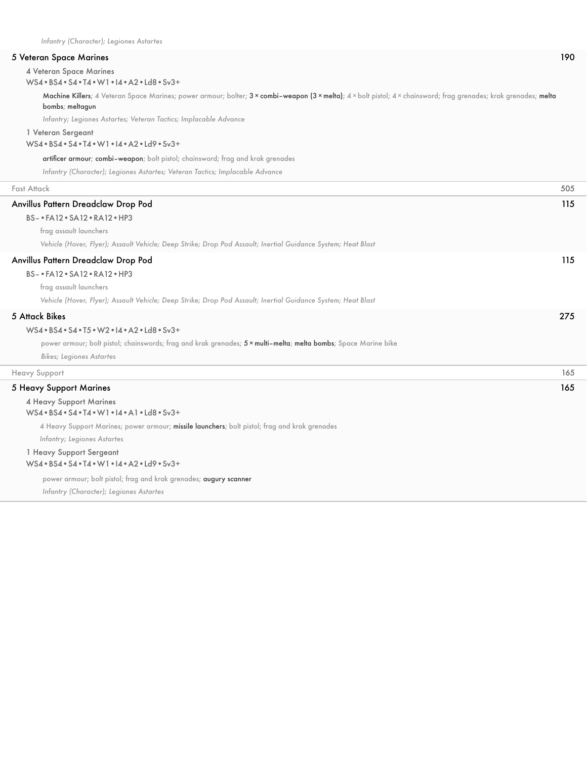*Infantry (Character); Legiones Astartes*

**5 Veteran Space Marines** — 190

4 Veteran Space Marines
WS4 • BS4 • S4 • T4 • W1 • I4 • A2 • Ld8 • Sv3+

**Machine Killers**; 4 Veteran Space Marines; power armour; bolter; **3 × combi-weapon (3 × melta)**; 4 × bolt pistol; 4 × chainsword; frag grenades; krak grenades; **melta bombs**; **meltagun**

*Infantry; Legiones Astartes; Veteran Tactics; Implacable Advance*

1 Veteran Sergeant
WS4 • BS4 • S4 • T4 • W1 • I4 • A2 • Ld9 • Sv3+

**artificer armour**; **combi-weapon**; bolt pistol; chainsword; frag and krak grenades

*Infantry (Character); Legiones Astartes; Veteran Tactics; Implacable Advance*

## Fast Attack — 505

**Anvillus Pattern Dreadclaw Drop Pod** — 115

BS– • FA12 • SA12 • RA12 • HP3

frag assault launchers

*Vehicle (Hover, Flyer); Assault Vehicle; Deep Strike; Drop Pod Assault; Inertial Guidance System; Heat Blast*

**Anvillus Pattern Dreadclaw Drop Pod** — 115

BS– • FA12 • SA12 • RA12 • HP3

frag assault launchers

*Vehicle (Hover, Flyer); Assault Vehicle; Deep Strike; Drop Pod Assault; Inertial Guidance System; Heat Blast*

**5 Attack Bikes** — 275

WS4 • BS4 • S4 • T5 • W2 • I4 • A2 • Ld8 • Sv3+

power armour; bolt pistol; chainswords; frag and krak grenades; **5 × multi-melta**; **melta bombs**; Space Marine bike

*Bikes; Legiones Astartes*

## Heavy Support — 165

**5 Heavy Support Marines** — 165

4 Heavy Support Marines
WS4 • BS4 • S4 • T4 • W1 • I4 • A1 • Ld8 • Sv3+

4 Heavy Support Marines; power armour; **missile launchers**; bolt pistol; frag and krak grenades

*Infantry; Legiones Astartes*

1 Heavy Support Sergeant
WS4 • BS4 • S4 • T4 • W1 • I4 • A2 • Ld9 • Sv3+

power armour; bolt pistol; frag and krak grenades; **augury scanner**

*Infantry (Character); Legiones Astartes*